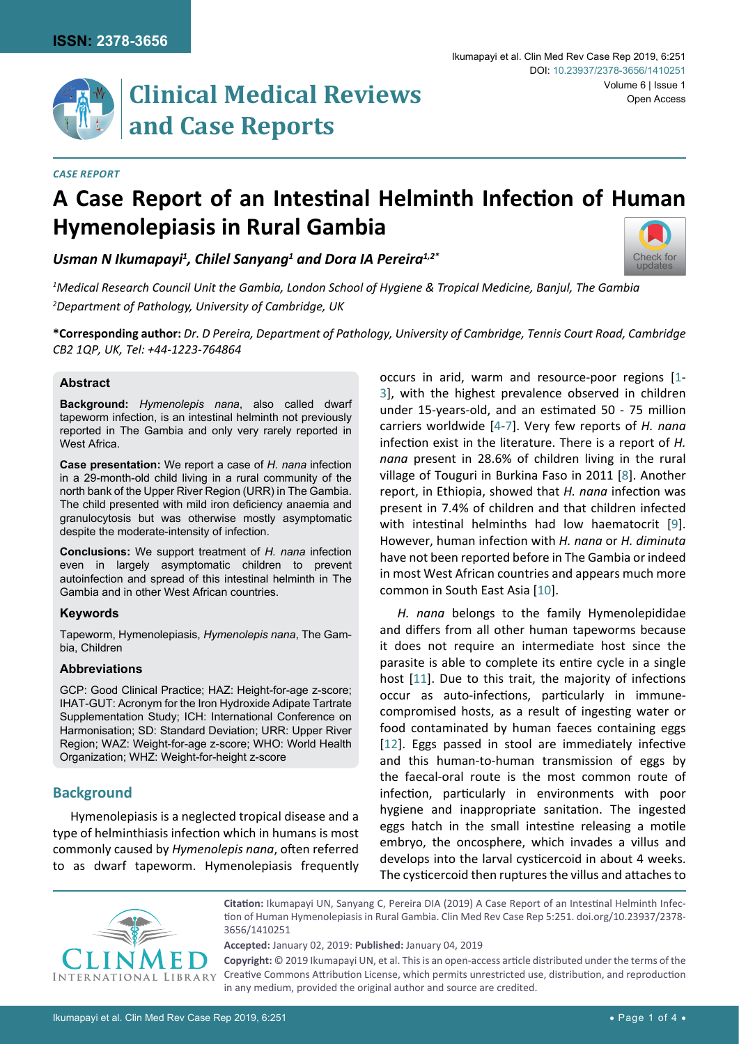CASE REPORT

# A Case Report of an Intestinal Helminth Infection of Human Hymenolepiasis in Rural Gambia

***Usman N Ikumapayi[1], Chilel Sanyang[1] and Dora IA Pereira[1,2]****

*[1]Medical Research Council Unit the Gambia, London School of Hygiene & Tropical Medicine, Banjul, The Gambia*
*[2]Department of Pathology, University of Cambridge, UK*

**\*Corresponding author:** *Dr. D Pereira, Department of Pathology, University of Cambridge, Tennis Court Road, Cambridge CB2 1QP, UK, Tel: +44-1223-764864*

### Abstract

**Background:** *Hymenolepis nana*, also called dwarf tapeworm infection, is an intestinal helminth not previously reported in The Gambia and only very rarely reported in West Africa.

**Case presentation:** We report a case of *H. nana* infection in a 29-month-old child living in a rural community of the north bank of the Upper River Region (URR) in The Gambia. The child presented with mild iron deficiency anaemia and granulocytosis but was otherwise mostly asymptomatic despite the moderate-intensity of infection.

**Conclusions:** We support treatment of *H. nana* infection even in largely asymptomatic children to prevent autoinfection and spread of this intestinal helminth in The Gambia and in other West African countries.

### Keywords

Tapeworm, Hymenolepiasis, *Hymenolepis nana*, The Gambia, Children

### Abbreviations

GCP: Good Clinical Practice; HAZ: Height-for-age z-score; IHAT-GUT: Acronym for the Iron Hydroxide Adipate Tartrate Supplementation Study; ICH: International Conference on Harmonisation; SD: Standard Deviation; URR: Upper River Region; WAZ: Weight-for-age z-score; WHO: World Health Organization; WHZ: Weight-for-height z-score

## Background

Hymenolepiasis is a neglected tropical disease and a type of helminthiasis infection which in humans is most commonly caused by *Hymenolepis nana*, often referred to as dwarf tapeworm. Hymenolepiasis frequently occurs in arid, warm and resource-poor regions [1-3], with the highest prevalence observed in children under 15-years-old, and an estimated 50 - 75 million carriers worldwide [4-7]. Very few reports of *H. nana* infection exist in the literature. There is a report of *H. nana* present in 28.6% of children living in the rural village of Touguri in Burkina Faso in 2011 [8]. Another report, in Ethiopia, showed that *H. nana* infection was present in 7.4% of children and that children infected with intestinal helminths had low haematocrit [9]. However, human infection with *H. nana* or *H. diminuta* have not been reported before in The Gambia or indeed in most West African countries and appears much more common in South East Asia [10].

*H. nana* belongs to the family Hymenolepididae and differs from all other human tapeworms because it does not require an intermediate host since the parasite is able to complete its entire cycle in a single host [11]. Due to this trait, the majority of infections occur as auto-infections, particularly in immune-compromised hosts, as a result of ingesting water or food contaminated by human faeces containing eggs [12]. Eggs passed in stool are immediately infective and this human-to-human transmission of eggs by the faecal-oral route is the most common route of infection, particularly in environments with poor hygiene and inappropriate sanitation. The ingested eggs hatch in the small intestine releasing a motile embryo, the oncosphere, which invades a villus and develops into the larval cysticercoid in about 4 weeks. The cysticercoid then ruptures the villus and attaches to

**Citation:** Ikumapayi UN, Sanyang C, Pereira DIA (2019) A Case Report of an Intestinal Helminth Infection of Human Hymenolepiasis in Rural Gambia. Clin Med Rev Case Rep 5:251. doi.org/10.23937/2378-3656/1410251

**Accepted:** January 02, 2019: **Published:** January 04, 2019

**Copyright:** © 2019 Ikumapayi UN, et al. This is an open-access article distributed under the terms of the Creative Commons Attribution License, which permits unrestricted use, distribution, and reproduction in any medium, provided the original author and source are credited.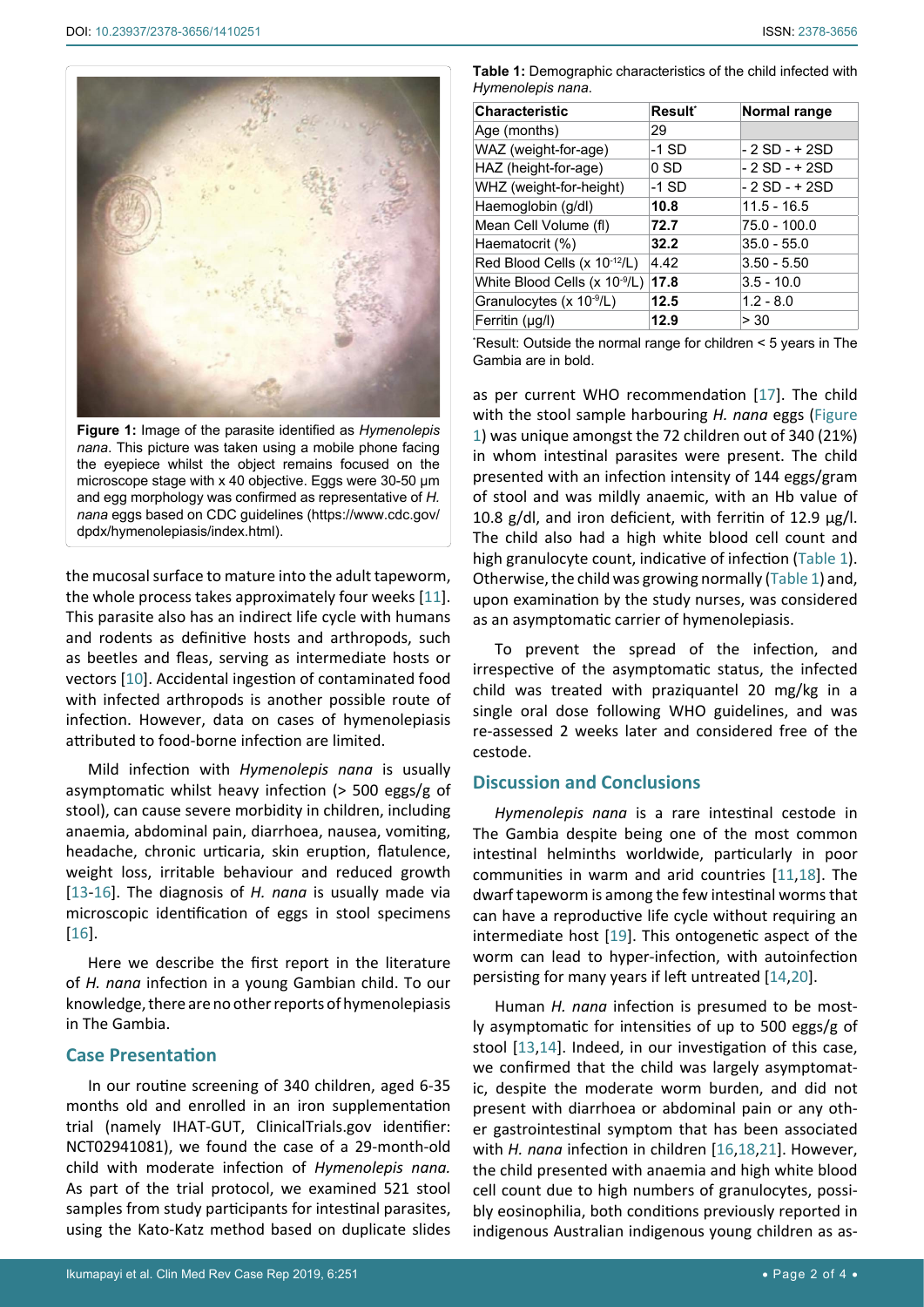Figure 1: Image of the parasite identified as *Hymenolepis nana*. This picture was taken using a mobile phone facing the eyepiece whilst the object remains focused on the microscope stage with x 40 objective. Eggs were 30-50 µm and egg morphology was confirmed as representative of *H. nana* eggs based on CDC guidelines (https://www.cdc.gov/dpdx/hymenolepiasis/index.html).

the mucosal surface to mature into the adult tapeworm, the whole process takes approximately four weeks [11]. This parasite also has an indirect life cycle with humans and rodents as definitive hosts and arthropods, such as beetles and fleas, serving as intermediate hosts or vectors [10]. Accidental ingestion of contaminated food with infected arthropods is another possible route of infection. However, data on cases of hymenolepiasis attributed to food-borne infection are limited.

Mild infection with *Hymenolepis nana* is usually asymptomatic whilst heavy infection (> 500 eggs/g of stool), can cause severe morbidity in children, including anaemia, abdominal pain, diarrhoea, nausea, vomiting, headache, chronic urticaria, skin eruption, flatulence, weight loss, irritable behaviour and reduced growth [13-16]. The diagnosis of *H. nana* is usually made via microscopic identification of eggs in stool specimens [16].

Here we describe the first report in the literature of *H. nana* infection in a young Gambian child. To our knowledge, there are no other reports of hymenolepiasis in The Gambia.

## Case Presentation

In our routine screening of 340 children, aged 6-35 months old and enrolled in an iron supplementation trial (namely IHAT-GUT, ClinicalTrials.gov identifier: NCT02941081), we found the case of a 29-month-old child with moderate infection of *Hymenolepis nana.* As part of the trial protocol, we examined 521 stool samples from study participants for intestinal parasites, using the Kato-Katz method based on duplicate slides as per current WHO recommendation [17]. The child with the stool sample harbouring *H. nana* eggs (Figure 1) was unique amongst the 72 children out of 340 (21%) in whom intestinal parasites were present. The child presented with an infection intensity of 144 eggs/gram of stool and was mildly anaemic, with an Hb value of 10.8 g/dl, and iron deficient, with ferritin of 12.9 µg/l. The child also had a high white blood cell count and high granulocyte count, indicative of infection (Table 1). Otherwise, the child was growing normally (Table 1) and, upon examination by the study nurses, was considered as an asymptomatic carrier of hymenolepiasis.

**Table 1:** Demographic characteristics of the child infected with *Hymenolepis nana*.

| Characteristic | Result* | Normal range |
|---|---|---|
| Age (months) | 29 | |
| WAZ (weight-for-age) | -1 SD | - 2 SD - + 2SD |
| HAZ (height-for-age) | 0 SD | - 2 SD - + 2SD |
| WHZ (weight-for-height) | -1 SD | - 2 SD - + 2SD |
| Haemoglobin (g/dl) | **10.8** | 11.5 - 16.5 |
| Mean Cell Volume (fl) | **72.7** | 75.0 - 100.0 |
| Haematocrit (%) | **32.2** | 35.0 - 55.0 |
| Red Blood Cells (x $10^{-12}$/L) | 4.42 | 3.50 - 5.50 |
| White Blood Cells (x $10^{-9}$/L) | **17.8** | 3.5 - 10.0 |
| Granulocytes (x $10^{-9}$/L) | **12.5** | 1.2 - 8.0 |
| Ferritin (µg/l) | **12.9** | > 30 |

*Result: Outside the normal range for children < 5 years in The Gambia are in bold.

To prevent the spread of the infection, and irrespective of the asymptomatic status, the infected child was treated with praziquantel 20 mg/kg in a single oral dose following WHO guidelines, and was re-assessed 2 weeks later and considered free of the cestode.

## Discussion and Conclusions

*Hymenolepis nana* is a rare intestinal cestode in The Gambia despite being one of the most common intestinal helminths worldwide, particularly in poor communities in warm and arid countries [11,18]. The dwarf tapeworm is among the few intestinal worms that can have a reproductive life cycle without requiring an intermediate host [19]. This ontogenetic aspect of the worm can lead to hyper-infection, with autoinfection persisting for many years if left untreated [14,20].

Human *H. nana* infection is presumed to be mostly asymptomatic for intensities of up to 500 eggs/g of stool [13,14]. Indeed, in our investigation of this case, we confirmed that the child was largely asymptomatic, despite the moderate worm burden, and did not present with diarrhoea or abdominal pain or any other gastrointestinal symptom that has been associated with *H. nana* infection in children [16,18,21]. However, the child presented with anaemia and high white blood cell count due to high numbers of granulocytes, possibly eosinophilia, both conditions previously reported in indigenous Australian indigenous young children as as-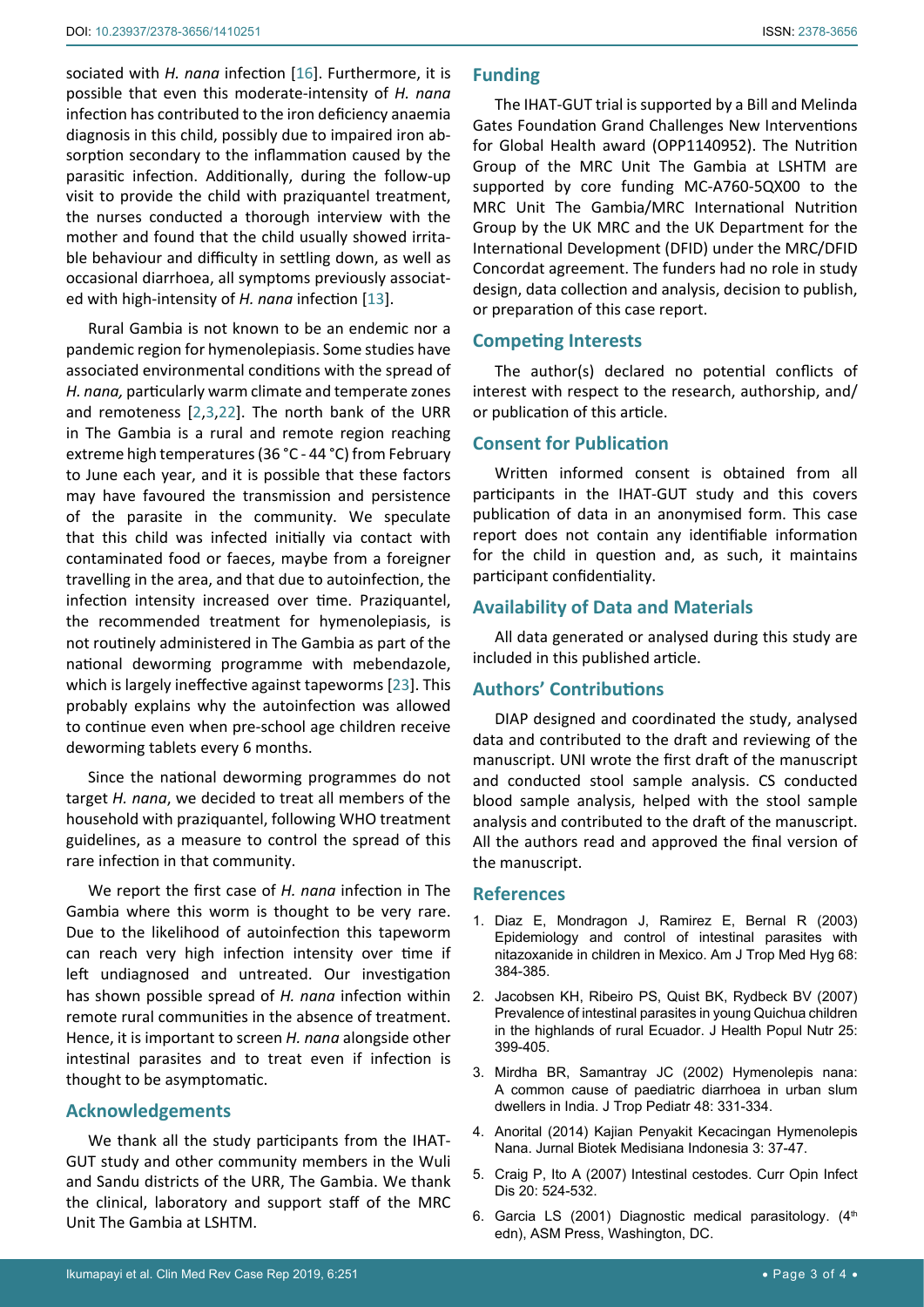sociated with *H. nana* infection [16]. Furthermore, it is possible that even this moderate-intensity of *H. nana* infection has contributed to the iron deficiency anaemia diagnosis in this child, possibly due to impaired iron absorption secondary to the inflammation caused by the parasitic infection. Additionally, during the follow-up visit to provide the child with praziquantel treatment, the nurses conducted a thorough interview with the mother and found that the child usually showed irritable behaviour and difficulty in settling down, as well as occasional diarrhoea, all symptoms previously associated with high-intensity of *H. nana* infection [13].

Rural Gambia is not known to be an endemic nor a pandemic region for hymenolepiasis. Some studies have associated environmental conditions with the spread of *H. nana,* particularly warm climate and temperate zones and remoteness [2,3,22]. The north bank of the URR in The Gambia is a rural and remote region reaching extreme high temperatures (36 °C - 44 °C) from February to June each year, and it is possible that these factors may have favoured the transmission and persistence of the parasite in the community. We speculate that this child was infected initially via contact with contaminated food or faeces, maybe from a foreigner travelling in the area, and that due to autoinfection, the infection intensity increased over time. Praziquantel, the recommended treatment for hymenolepiasis, is not routinely administered in The Gambia as part of the national deworming programme with mebendazole, which is largely ineffective against tapeworms [23]. This probably explains why the autoinfection was allowed to continue even when pre-school age children receive deworming tablets every 6 months.

Since the national deworming programmes do not target *H. nana*, we decided to treat all members of the household with praziquantel, following WHO treatment guidelines, as a measure to control the spread of this rare infection in that community.

We report the first case of *H. nana* infection in The Gambia where this worm is thought to be very rare. Due to the likelihood of autoinfection this tapeworm can reach very high infection intensity over time if left undiagnosed and untreated. Our investigation has shown possible spread of *H. nana* infection within remote rural communities in the absence of treatment. Hence, it is important to screen *H. nana* alongside other intestinal parasites and to treat even if infection is thought to be asymptomatic.

## Acknowledgements

We thank all the study participants from the IHAT-GUT study and other community members in the Wuli and Sandu districts of the URR, The Gambia. We thank the clinical, laboratory and support staff of the MRC Unit The Gambia at LSHTM.

## Funding

The IHAT-GUT trial is supported by a Bill and Melinda Gates Foundation Grand Challenges New Interventions for Global Health award (OPP1140952). The Nutrition Group of the MRC Unit The Gambia at LSHTM are supported by core funding MC-A760-5QX00 to the MRC Unit The Gambia/MRC International Nutrition Group by the UK MRC and the UK Department for the International Development (DFID) under the MRC/DFID Concordat agreement. The funders had no role in study design, data collection and analysis, decision to publish, or preparation of this case report.

## Competing Interests

The author(s) declared no potential conflicts of interest with respect to the research, authorship, and/or publication of this article.

## Consent for Publication

Written informed consent is obtained from all participants in the IHAT-GUT study and this covers publication of data in an anonymised form. This case report does not contain any identifiable information for the child in question and, as such, it maintains participant confidentiality.

## Availability of Data and Materials

All data generated or analysed during this study are included in this published article.

## Authors' Contributions

DIAP designed and coordinated the study, analysed data and contributed to the draft and reviewing of the manuscript. UNI wrote the first draft of the manuscript and conducted stool sample analysis. CS conducted blood sample analysis, helped with the stool sample analysis and contributed to the draft of the manuscript. All the authors read and approved the final version of the manuscript.

## References

1. Diaz E, Mondragon J, Ramirez E, Bernal R (2003) Epidemiology and control of intestinal parasites with nitazoxanide in children in Mexico. Am J Trop Med Hyg 68: 384-385.
2. Jacobsen KH, Ribeiro PS, Quist BK, Rydbeck BV (2007) Prevalence of intestinal parasites in young Quichua children in the highlands of rural Ecuador. J Health Popul Nutr 25: 399-405.
3. Mirdha BR, Samantray JC (2002) Hymenolepis nana: A common cause of paediatric diarrhoea in urban slum dwellers in India. J Trop Pediatr 48: 331-334.
4. Anorital (2014) Kajian Penyakit Kecacingan Hymenolepis Nana. Jurnal Biotek Medisiana Indonesia 3: 37-47.
5. Craig P, Ito A (2007) Intestinal cestodes. Curr Opin Infect Dis 20: 524-532.
6. Garcia LS (2001) Diagnostic medical parasitology. (4th edn), ASM Press, Washington, DC.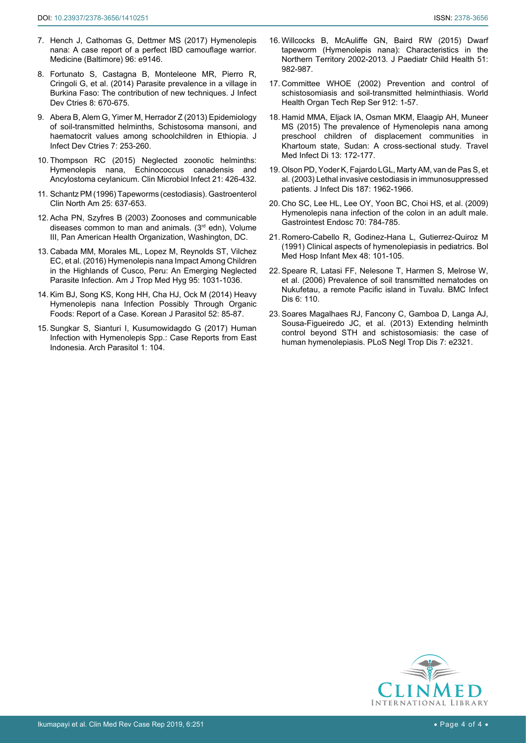7. Hench J, Cathomas G, Dettmer MS (2017) Hymenolepis nana: A case report of a perfect IBD camouflage warrior. Medicine (Baltimore) 96: e9146.

8. Fortunato S, Castagna B, Monteleone MR, Pierro R, Cringoli G, et al. (2014) Parasite prevalence in a village in Burkina Faso: The contribution of new techniques. J Infect Dev Ctries 8: 670-675.

9. Abera B, Alem G, Yimer M, Herrador Z (2013) Epidemiology of soil-transmitted helminths, Schistosoma mansoni, and haematocrit values among schoolchildren in Ethiopia. J Infect Dev Ctries 7: 253-260.

10. Thompson RC (2015) Neglected zoonotic helminths: Hymenolepis nana, Echinococcus canadensis and Ancylostoma ceylanicum. Clin Microbiol Infect 21: 426-432.

11. Schantz PM (1996) Tapeworms (cestodiasis). Gastroenterol Clin North Am 25: 637-653.

12. Acha PN, Szyfres B (2003) Zoonoses and communicable diseases common to man and animals. (3rd edn), Volume III, Pan American Health Organization, Washington, DC.

13. Cabada MM, Morales ML, Lopez M, Reynolds ST, Vilchez EC, et al. (2016) Hymenolepis nana Impact Among Children in the Highlands of Cusco, Peru: An Emerging Neglected Parasite Infection. Am J Trop Med Hyg 95: 1031-1036.

14. Kim BJ, Song KS, Kong HH, Cha HJ, Ock M (2014) Heavy Hymenolepis nana Infection Possibly Through Organic Foods: Report of a Case. Korean J Parasitol 52: 85-87.

15. Sungkar S, Sianturi I, Kusumowidagdo G (2017) Human Infection with Hymenolepis Spp.: Case Reports from East Indonesia. Arch Parasitol 1: 104.

16. Willcocks B, McAuliffe GN, Baird RW (2015) Dwarf tapeworm (Hymenolepis nana): Characteristics in the Northern Territory 2002-2013. J Paediatr Child Health 51: 982-987.

17. Committee WHOE (2002) Prevention and control of schistosomiasis and soil-transmitted helminthiasis. World Health Organ Tech Rep Ser 912: 1-57.

18. Hamid MMA, Eljack IA, Osman MKM, Elaagip AH, Muneer MS (2015) The prevalence of Hymenolepis nana among preschool children of displacement communities in Khartoum state, Sudan: A cross-sectional study. Travel Med Infect Di 13: 172-177.

19. Olson PD, Yoder K, Fajardo LGL, Marty AM, van de Pas S, et al. (2003) Lethal invasive cestodiasis in immunosuppressed patients. J Infect Dis 187: 1962-1966.

20. Cho SC, Lee HL, Lee OY, Yoon BC, Choi HS, et al. (2009) Hymenolepis nana infection of the colon in an adult male. Gastrointest Endosc 70: 784-785.

21. Romero-Cabello R, Godinez-Hana L, Gutierrez-Quiroz M (1991) Clinical aspects of hymenolepiasis in pediatrics. Bol Med Hosp Infant Mex 48: 101-105.

22. Speare R, Latasi FF, Nelesone T, Harmen S, Melrose W, et al. (2006) Prevalence of soil transmitted nematodes on Nukufetau, a remote Pacific island in Tuvalu. BMC Infect Dis 6: 110.

23. Soares Magalhaes RJ, Fancony C, Gamboa D, Langa AJ, Sousa-Figueiredo JC, et al. (2013) Extending helminth control beyond STH and schistosomiasis: the case of human hymenolepiasis. PLoS Negl Trop Dis 7: e2321.